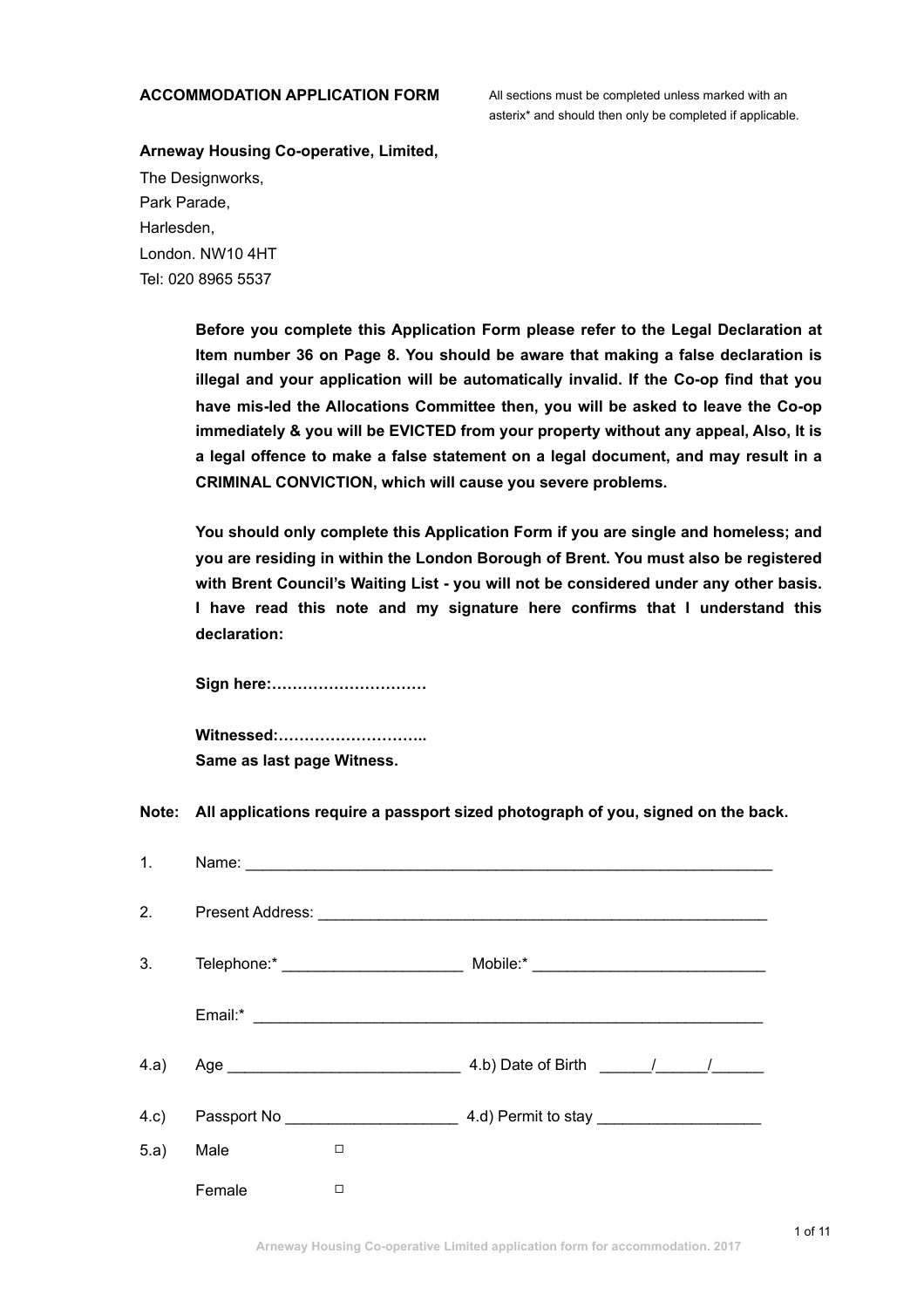**ACCOMMODATION APPLICATION FORM**

All sections must be completed unless marked with an asterix* and should then only be completed if applicable.

**Arneway Housing Co-operative, Limited,**
The Designworks,
Park Parade,
Harlesden,
London. NW10 4HT
Tel: 020 8965 5537

**Before you complete this Application Form please refer to the Legal Declaration at Item number 36 on Page 8. You should be aware that making a false declaration is illegal and your application will be automatically invalid. If the Co-op find that you have mis-led the Allocations Committee then, you will be asked to leave the Co-op immediately & you will be EVICTED from your property without any appeal, Also, It is a legal offence to make a false statement on a legal document, and may result in a CRIMINAL CONVICTION, which will cause you severe problems.**

**You should only complete this Application Form if you are single and homeless; and you are residing in within the London Borough of Brent. You must also be registered with Brent Council's Waiting List - you will not be considered under any other basis. I have read this note and my signature here confirms that I understand this declaration:**

**Sign here:…………………………**

**Witnessed:………………………..**
**Same as last page Witness.**

**Note: All applications require a passport sized photograph of you, signed on the back.**

1. Name: ______________________________________________________________

2. Present Address: ____________________________________________________

3. Telephone:* ____________________ Mobile:* __________________________

   Email:* __________________________________________________________

4.a) Age __________________________ 4.b) Date of Birth ______/______/______

4.c) Passport No ___________________ 4.d) Permit to stay __________________

5.a) Male ☐

   Female ☐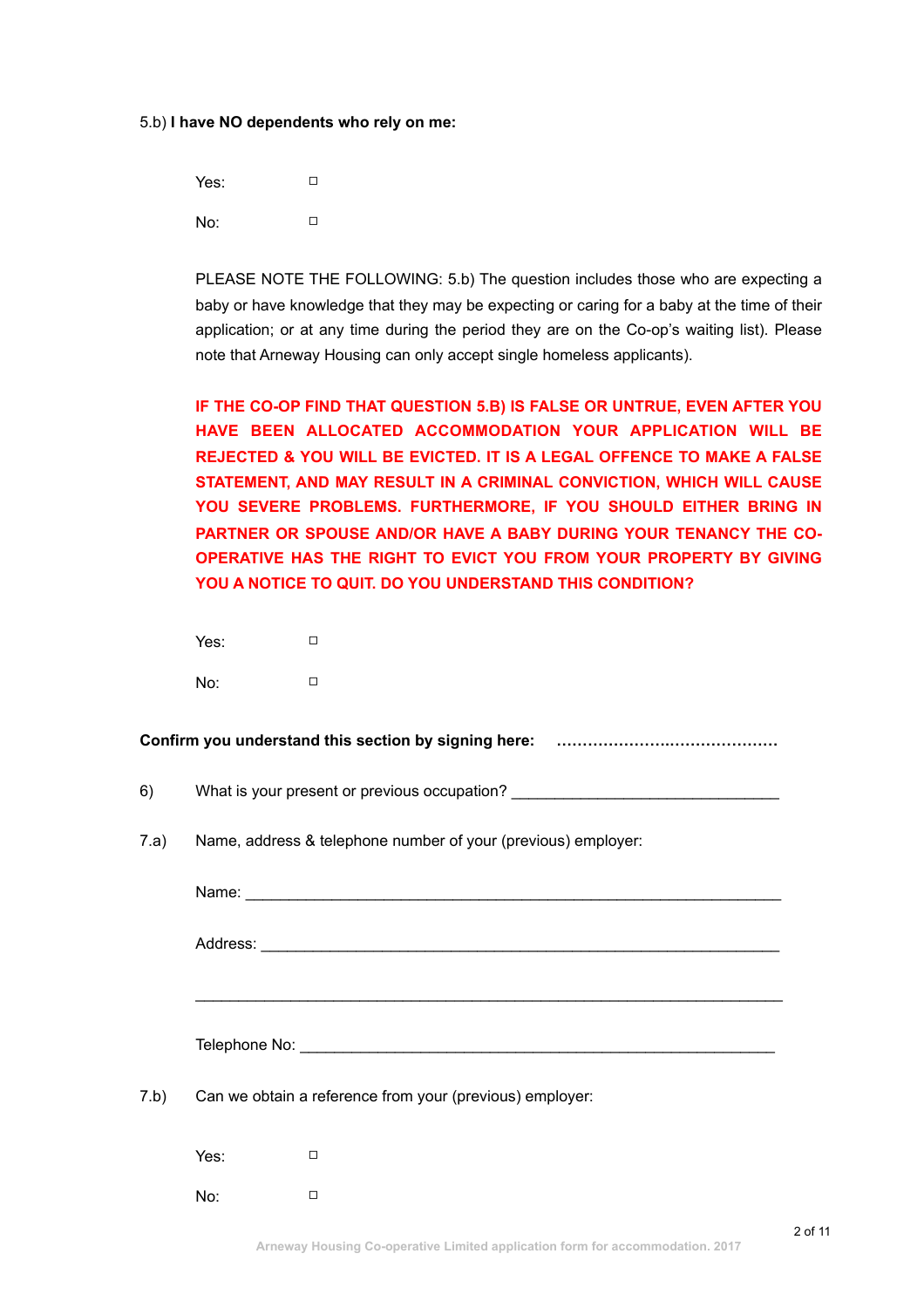5.b) **I have NO dependents who rely on me:**

Yes: ☐

No: ☐

PLEASE NOTE THE FOLLOWING: 5.b) The question includes those who are expecting a baby or have knowledge that they may be expecting or caring for a baby at the time of their application; or at any time during the period they are on the Co-op's waiting list). Please note that Arneway Housing can only accept single homeless applicants).

**IF THE CO-OP FIND THAT QUESTION 5.B) IS FALSE OR UNTRUE, EVEN AFTER YOU HAVE BEEN ALLOCATED ACCOMMODATION YOUR APPLICATION WILL BE REJECTED & YOU WILL BE EVICTED. IT IS A LEGAL OFFENCE TO MAKE A FALSE STATEMENT, AND MAY RESULT IN A CRIMINAL CONVICTION, WHICH WILL CAUSE YOU SEVERE PROBLEMS. FURTHERMORE, IF YOU SHOULD EITHER BRING IN PARTNER OR SPOUSE AND/OR HAVE A BABY DURING YOUR TENANCY THE CO-OPERATIVE HAS THE RIGHT TO EVICT YOU FROM YOUR PROPERTY BY GIVING YOU A NOTICE TO QUIT. DO YOU UNDERSTAND THIS CONDITION?**

Yes: ☐

No: ☐

**Confirm you understand this section by signing here: ……………………………………**

6) What is your present or previous occupation? ______________________________

7.a) Name, address & telephone number of your (previous) employer:

Name: ______________________________________________________________

Address: ____________________________________________________________

____________________________________________________________________

Telephone No: _______________________________________________________

7.b) Can we obtain a reference from your (previous) employer:

Yes: ☐

No: ☐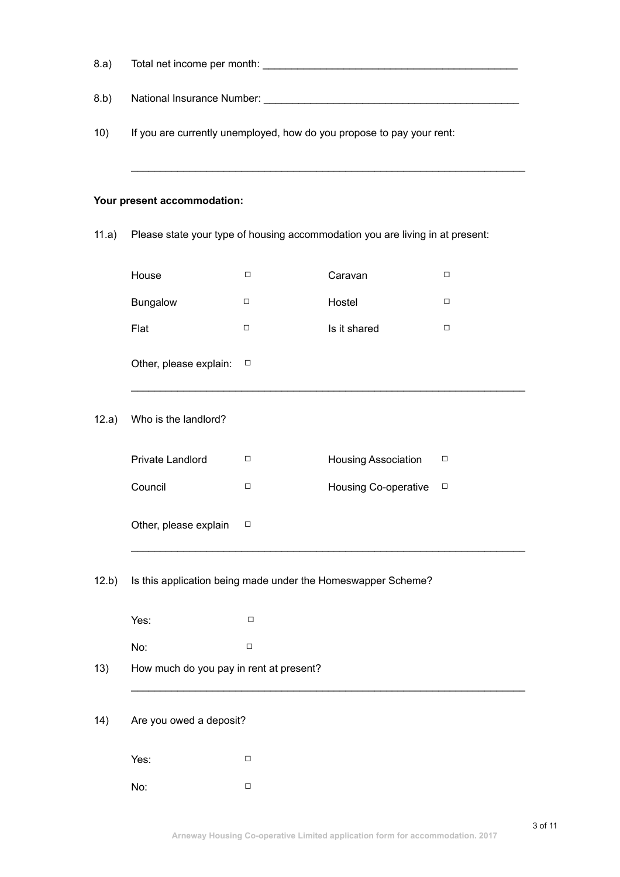8.a) Total net income per month: ____________________________________________

8.b) National Insurance Number: ____________________________________________

10) If you are currently unemployed, how do you propose to pay your rent:

____________________________________________________________________

**Your present accommodation:**

11.a) Please state your type of housing accommodation you are living in at present:

| | | | |
|---|---|---|---|
| House | ☐ | Caravan | ☐ |
| Bungalow | ☐ | Hostel | ☐ |
| Flat | ☐ | Is it shared | ☐ |

Other, please explain: ☐

____________________________________________________________________

12.a) Who is the landlord?

| | | | |
|---|---|---|---|
| Private Landlord | ☐ | Housing Association | ☐ |
| Council | ☐ | Housing Co-operative | ☐ |

Other, please explain ☐

____________________________________________________________________

12.b) Is this application being made under the Homeswapper Scheme?

Yes: ☐

No: ☐

13) How much do you pay in rent at present?

____________________________________________________________________

14) Are you owed a deposit?

Yes: ☐

No: ☐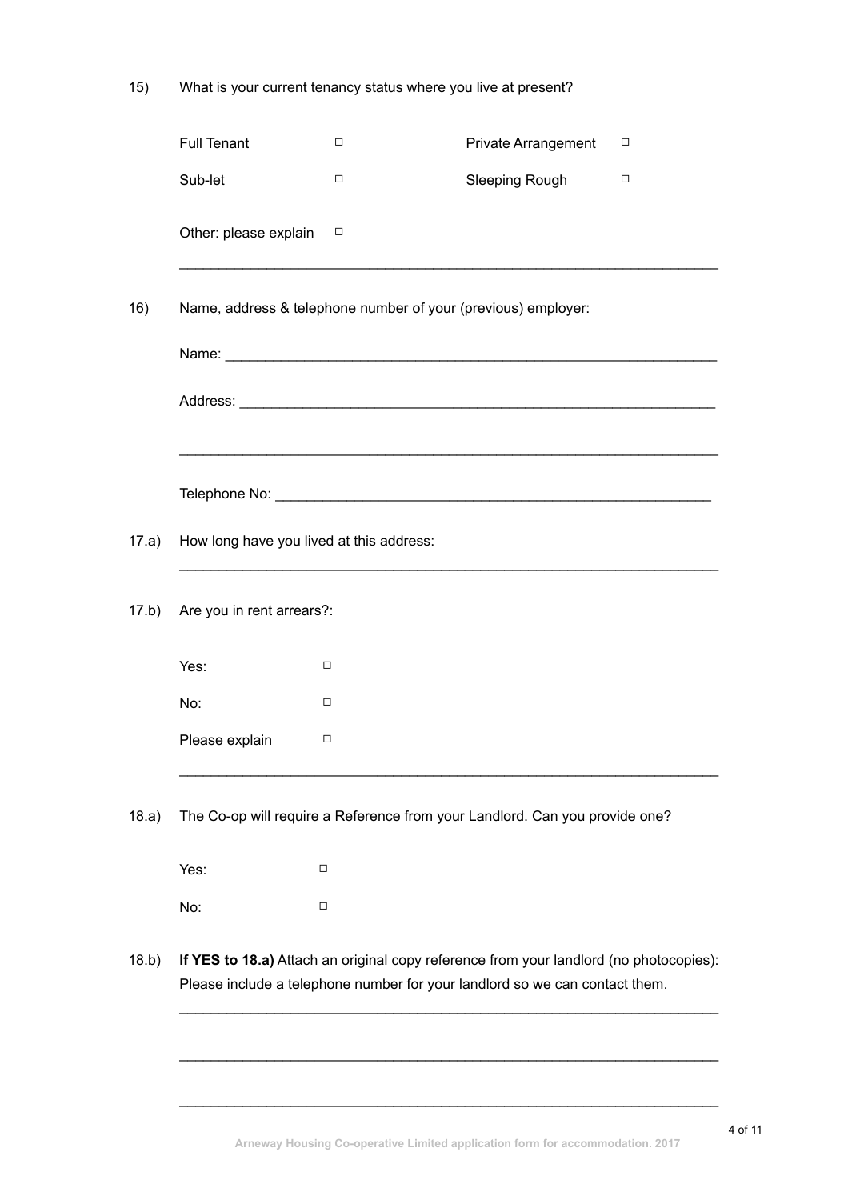15) What is your current tenancy status where you live at present?

| | | | |
|---|---|---|---|
| Full Tenant | ☐ | Private Arrangement | ☐ |
| Sub-let | ☐ | Sleeping Rough | ☐ |

Other: please explain ☐

____________________________________________________________________

16) Name, address & telephone number of your (previous) employer:

Name: ______________________________________________________________

Address: ____________________________________________________________

____________________________________________________________________

Telephone No: _______________________________________________________

17.a) How long have you lived at this address:

____________________________________________________________________

17.b) Are you in rent arrears?:

Yes: ☐

No: ☐

Please explain ☐

____________________________________________________________________

18.a) The Co-op will require a Reference from your Landlord. Can you provide one?

Yes: ☐

No: ☐

18.b) **If YES to 18.a)** Attach an original copy reference from your landlord (no photocopies): Please include a telephone number for your landlord so we can contact them.

____________________________________________________________________

____________________________________________________________________

____________________________________________________________________

Arneway Housing Co-operative Limited application form for accommodation. 2017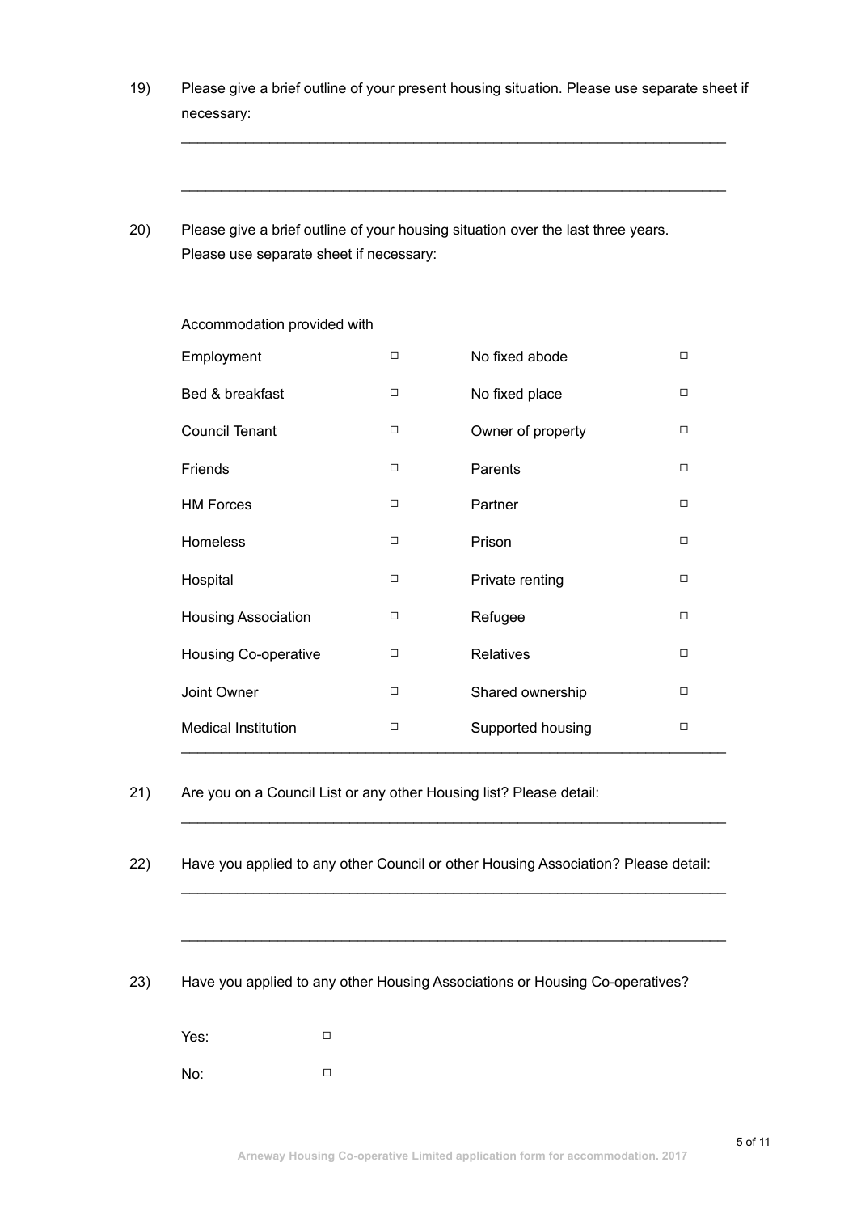19) Please give a brief outline of your present housing situation. Please use separate sheet if necessary:

\_\_\_\_\_\_\_\_\_\_\_\_\_\_\_\_\_\_\_\_\_\_\_\_\_\_\_\_\_\_\_\_\_\_\_\_\_\_\_\_\_\_\_\_\_\_\_\_\_\_\_\_\_\_\_\_\_\_\_\_

\_\_\_\_\_\_\_\_\_\_\_\_\_\_\_\_\_\_\_\_\_\_\_\_\_\_\_\_\_\_\_\_\_\_\_\_\_\_\_\_\_\_\_\_\_\_\_\_\_\_\_\_\_\_\_\_\_\_\_\_

20) Please give a brief outline of your housing situation over the last three years. Please use separate sheet if necessary:

Accommodation provided with

| | | | |
|---|---|---|---|
| Employment | ☐ | No fixed abode | ☐ |
| Bed & breakfast | ☐ | No fixed place | ☐ |
| Council Tenant | ☐ | Owner of property | ☐ |
| Friends | ☐ | Parents | ☐ |
| HM Forces | ☐ | Partner | ☐ |
| Homeless | ☐ | Prison | ☐ |
| Hospital | ☐ | Private renting | ☐ |
| Housing Association | ☐ | Refugee | ☐ |
| Housing Co-operative | ☐ | Relatives | ☐ |
| Joint Owner | ☐ | Shared ownership | ☐ |
| Medical Institution | ☐ | Supported housing | ☐ |

21) Are you on a Council List or any other Housing list? Please detail:

\_\_\_\_\_\_\_\_\_\_\_\_\_\_\_\_\_\_\_\_\_\_\_\_\_\_\_\_\_\_\_\_\_\_\_\_\_\_\_\_\_\_\_\_\_\_\_\_\_\_\_\_\_\_\_\_\_\_\_\_

22) Have you applied to any other Council or other Housing Association? Please detail:

\_\_\_\_\_\_\_\_\_\_\_\_\_\_\_\_\_\_\_\_\_\_\_\_\_\_\_\_\_\_\_\_\_\_\_\_\_\_\_\_\_\_\_\_\_\_\_\_\_\_\_\_\_\_\_\_\_\_\_\_

\_\_\_\_\_\_\_\_\_\_\_\_\_\_\_\_\_\_\_\_\_\_\_\_\_\_\_\_\_\_\_\_\_\_\_\_\_\_\_\_\_\_\_\_\_\_\_\_\_\_\_\_\_\_\_\_\_\_\_\_

23) Have you applied to any other Housing Associations or Housing Co-operatives?

Yes: ☐

No: ☐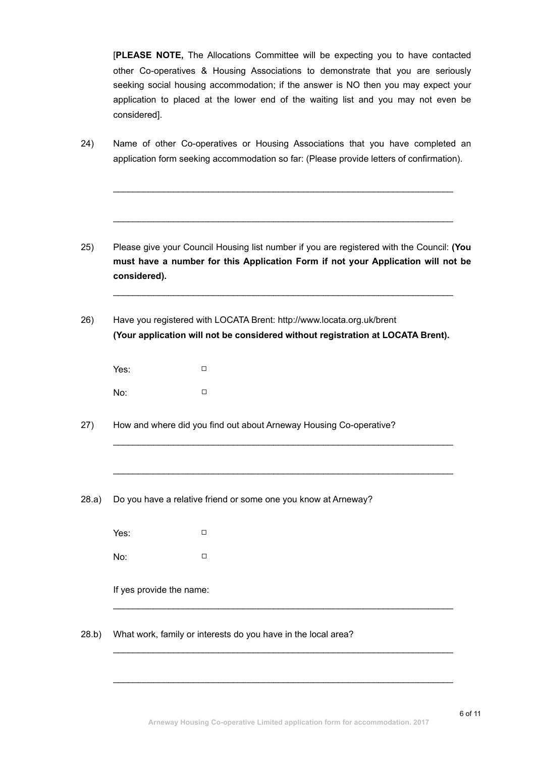[**PLEASE NOTE,** The Allocations Committee will be expecting you to have contacted other Co-operatives & Housing Associations to demonstrate that you are seriously seeking social housing accommodation; if the answer is NO then you may expect your application to placed at the lower end of the waiting list and you may not even be considered].

24) Name of other Co-operatives or Housing Associations that you have completed an application form seeking accommodation so far: (Please provide letters of confirmation).

____________________________________________________________________

____________________________________________________________________

25) Please give your Council Housing list number if you are registered with the Council: **(You must have a number for this Application Form if not your Application will not be considered).**

____________________________________________________________________

26) Have you registered with LOCATA Brent: http://www.locata.org.uk/brent
**(Your application will not be considered without registration at LOCATA Brent).**

Yes: ☐

No: ☐

27) How and where did you find out about Arneway Housing Co-operative?

____________________________________________________________________

____________________________________________________________________

28.a) Do you have a relative friend or some one you know at Arneway?

Yes: ☐

No: ☐

If yes provide the name:

____________________________________________________________________

28.b) What work, family or interests do you have in the local area?

____________________________________________________________________

____________________________________________________________________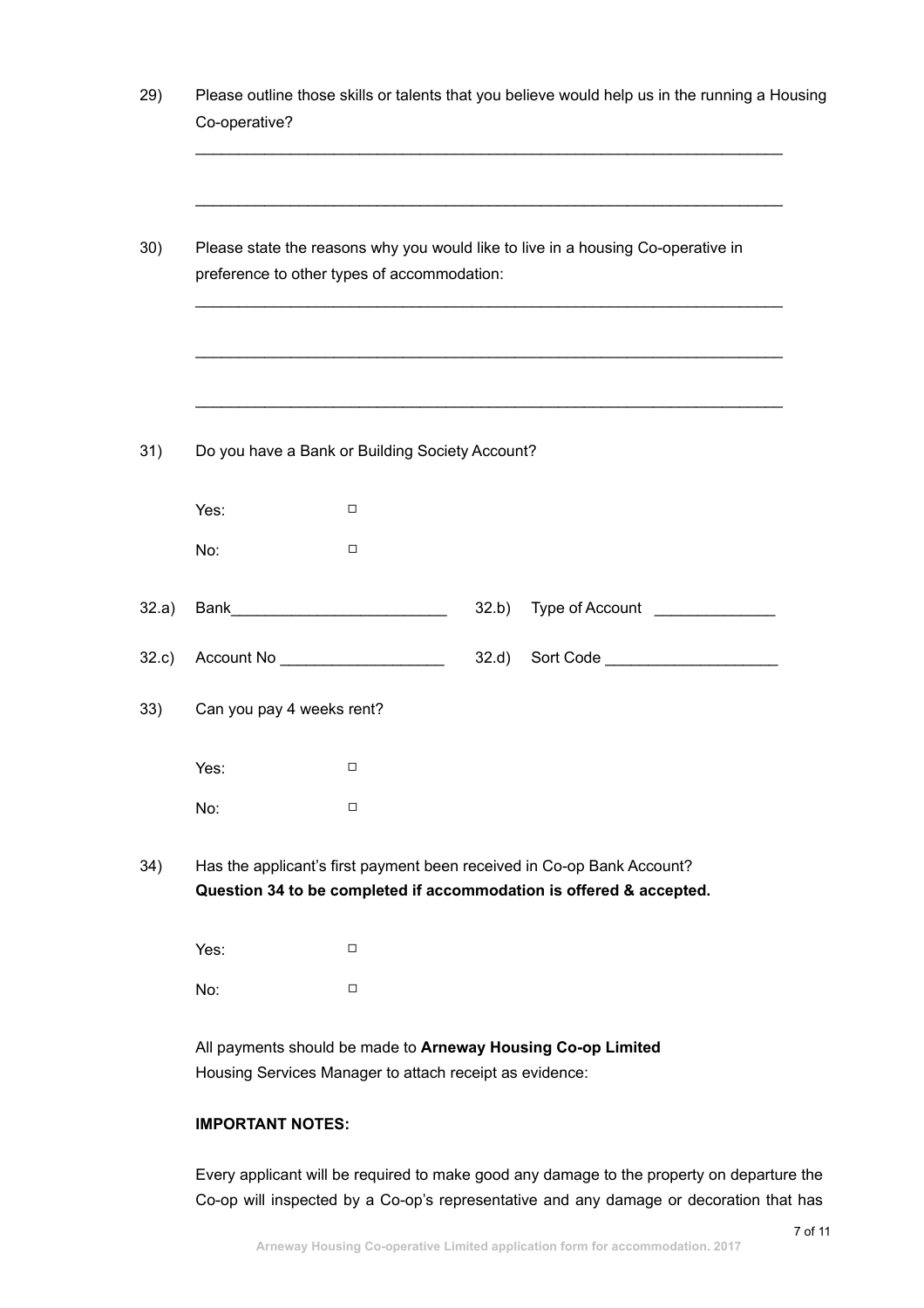29) Please outline those skills or talents that you believe would help us in the running a Housing Co-operative?

_____________________________________________________________________

_____________________________________________________________________

30) Please state the reasons why you would like to live in a housing Co-operative in preference to other types of accommodation:

_____________________________________________________________________

_____________________________________________________________________

_____________________________________________________________________

31) Do you have a Bank or Building Society Account?

Yes: ☐

No: ☐

32.a) Bank_________________________ 32.b) Type of Account ______________

32.c) Account No ___________________ 32.d) Sort Code ____________________

33) Can you pay 4 weeks rent?

Yes: ☐

No: ☐

34) Has the applicant's first payment been received in Co-op Bank Account?
**Question 34 to be completed if accommodation is offered & accepted.**

Yes: ☐

No: ☐

All payments should be made to **Arneway Housing Co-op Limited**
Housing Services Manager to attach receipt as evidence:

**IMPORTANT NOTES:**

Every applicant will be required to make good any damage to the property on departure the Co-op will inspected by a Co-op's representative and any damage or decoration that has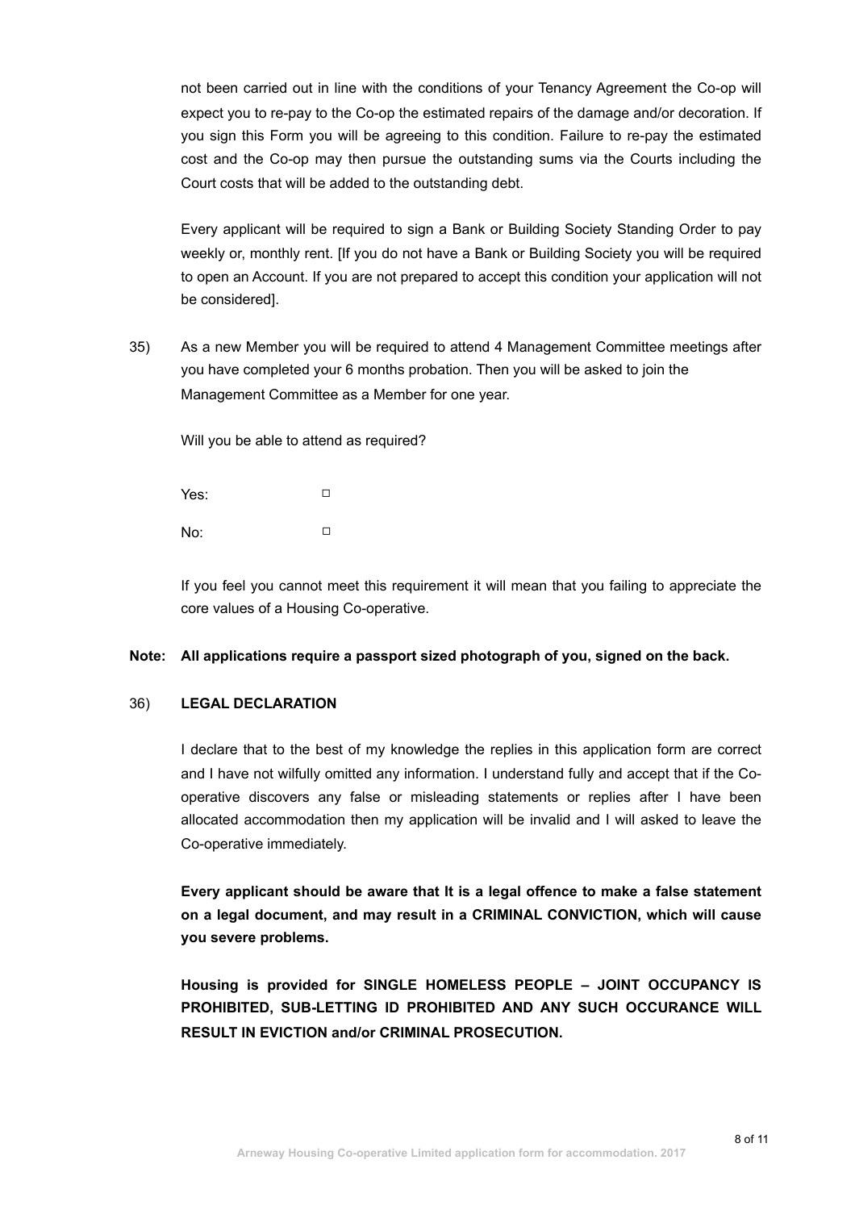not been carried out in line with the conditions of your Tenancy Agreement the Co-op will expect you to re-pay to the Co-op the estimated repairs of the damage and/or decoration. If you sign this Form you will be agreeing to this condition. Failure to re-pay the estimated cost and the Co-op may then pursue the outstanding sums via the Courts including the Court costs that will be added to the outstanding debt.

Every applicant will be required to sign a Bank or Building Society Standing Order to pay weekly or, monthly rent. [If you do not have a Bank or Building Society you will be required to open an Account. If you are not prepared to accept this condition your application will not be considered].

35) As a new Member you will be required to attend 4 Management Committee meetings after you have completed your 6 months probation. Then you will be asked to join the Management Committee as a Member for one year.

Will you be able to attend as required?

Yes: ☐

No: ☐

If you feel you cannot meet this requirement it will mean that you failing to appreciate the core values of a Housing Co-operative.

**Note: All applications require a passport sized photograph of you, signed on the back.**

36) **LEGAL DECLARATION**

I declare that to the best of my knowledge the replies in this application form are correct and I have not wilfully omitted any information. I understand fully and accept that if the Co-operative discovers any false or misleading statements or replies after I have been allocated accommodation then my application will be invalid and I will asked to leave the Co-operative immediately.

**Every applicant should be aware that It is a legal offence to make a false statement on a legal document, and may result in a CRIMINAL CONVICTION, which will cause you severe problems.**

**Housing is provided for SINGLE HOMELESS PEOPLE – JOINT OCCUPANCY IS PROHIBITED, SUB-LETTING ID PROHIBITED AND ANY SUCH OCCURANCE WILL RESULT IN EVICTION and/or CRIMINAL PROSECUTION.**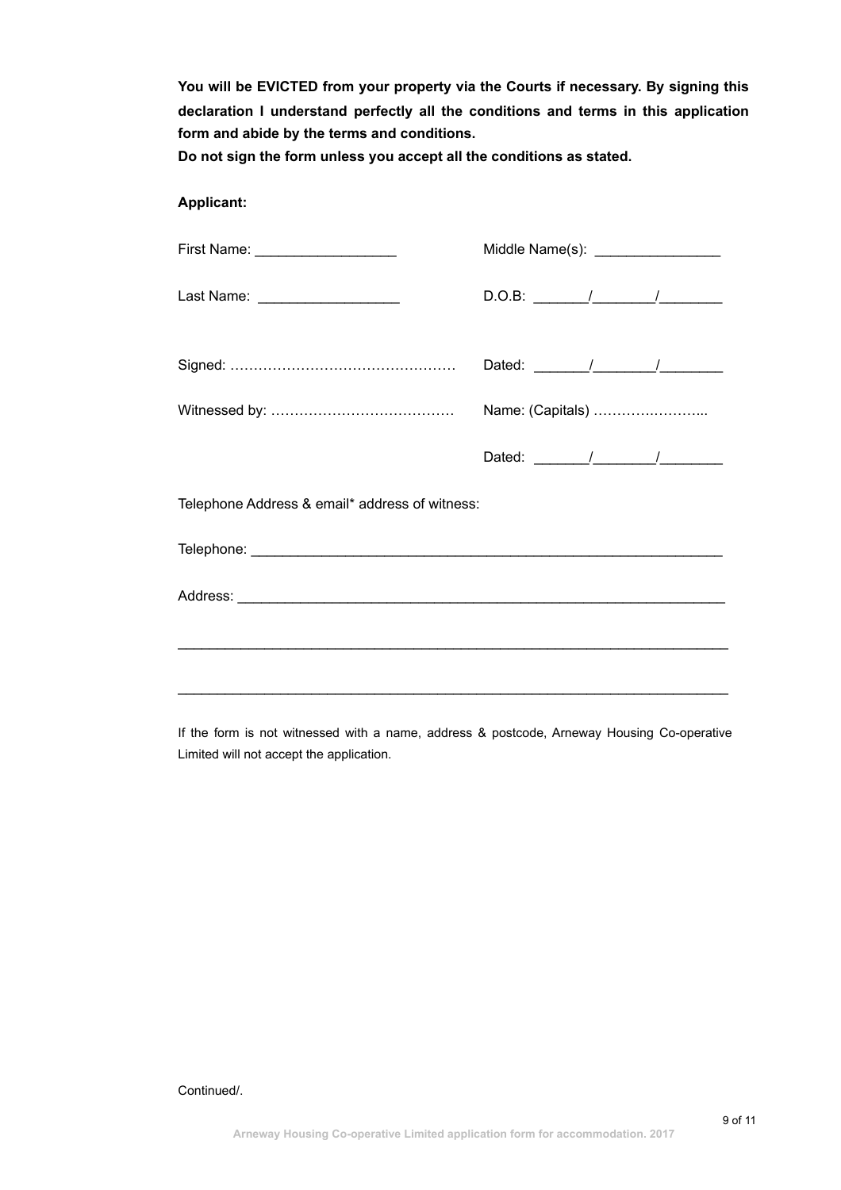**You will be EVICTED from your property via the Courts if necessary. By signing this declaration I understand perfectly all the conditions and terms in this application form and abide by the terms and conditions.**

**Do not sign the form unless you accept all the conditions as stated.**

**Applicant:**

First Name: __________________ Middle Name(s): ________________

Last Name: __________________ D.O.B: _______/________/________

Signed: ………………………………………… Dated: _______/________/________

Witnessed by: ………………………………… Name: (Capitals) ……………………..

Dated: _______/________/________

Telephone Address & email* address of witness:

Telephone: ______________________________________________________________

Address: ________________________________________________________________

_______________________________________________________________________

_______________________________________________________________________

If the form is not witnessed with a name, address & postcode, Arneway Housing Co-operative Limited will not accept the application.

Continued/.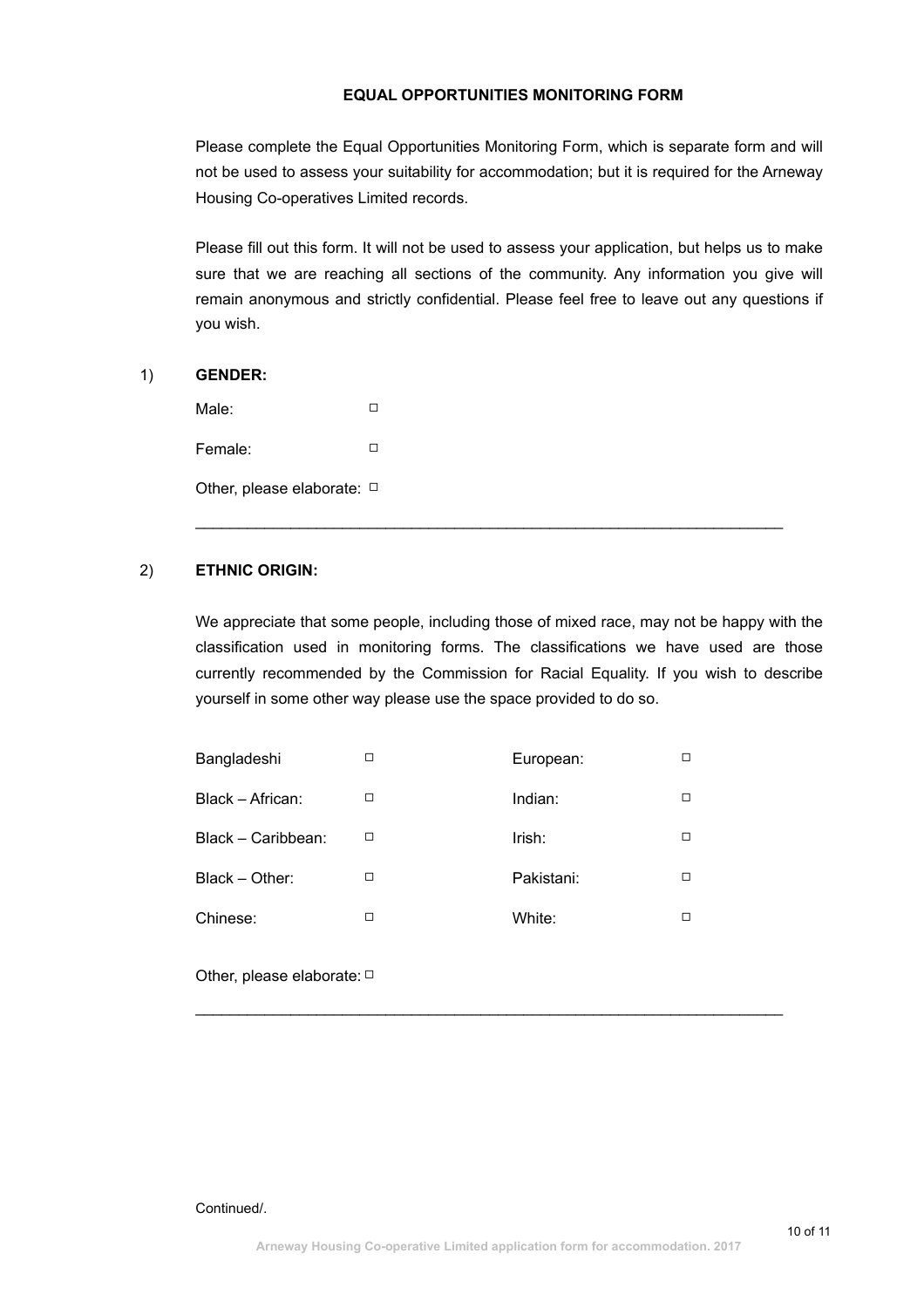## EQUAL OPPORTUNITIES MONITORING FORM

Please complete the Equal Opportunities Monitoring Form, which is separate form and will not be used to assess your suitability for accommodation; but it is required for the Arneway Housing Co-operatives Limited records.

Please fill out this form. It will not be used to assess your application, but helps us to make sure that we are reaching all sections of the community. Any information you give will remain anonymous and strictly confidential. Please feel free to leave out any questions if you wish.

1) **GENDER:**

Male: □

Female: □

Other, please elaborate: □

\_\_\_\_\_\_\_\_\_\_\_\_\_\_\_\_\_\_\_\_\_\_\_\_\_\_\_\_\_\_\_\_\_\_\_\_\_\_\_\_\_\_\_\_\_\_\_\_\_\_\_\_\_\_\_\_\_\_\_\_\_\_\_\_\_\_

2) **ETHNIC ORIGIN:**

We appreciate that some people, including those of mixed race, may not be happy with the classification used in monitoring forms. The classifications we have used are those currently recommended by the Commission for Racial Equality. If you wish to describe yourself in some other way please use the space provided to do so.

| | | | |
|---|---|---|---|
| Bangladeshi | □ | European: | □ |
| Black – African: | □ | Indian: | □ |
| Black – Caribbean: | □ | Irish: | □ |
| Black – Other: | □ | Pakistani: | □ |
| Chinese: | □ | White: | □ |

Other, please elaborate: □

\_\_\_\_\_\_\_\_\_\_\_\_\_\_\_\_\_\_\_\_\_\_\_\_\_\_\_\_\_\_\_\_\_\_\_\_\_\_\_\_\_\_\_\_\_\_\_\_\_\_\_\_\_\_\_\_\_\_\_\_\_\_\_\_\_\_

Continued/.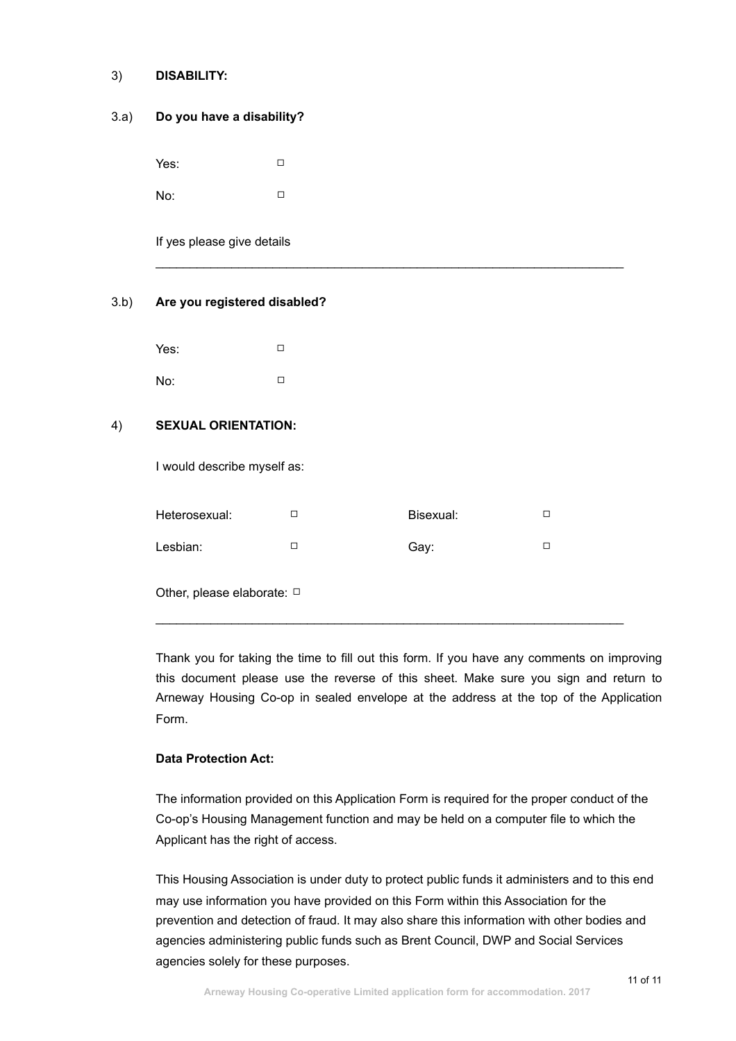3) **DISABILITY:**

3.a) **Do you have a disability?**

Yes: □

No: □

If yes please give details

\_\_\_\_\_\_\_\_\_\_\_\_\_\_\_\_\_\_\_\_\_\_\_\_\_\_\_\_\_\_\_\_\_\_\_\_\_\_\_\_\_\_\_\_\_\_\_\_\_\_\_\_\_\_\_\_\_\_\_\_\_\_\_\_\_\_

3.b) **Are you registered disabled?**

Yes: □

No: □

4) **SEXUAL ORIENTATION:**

I would describe myself as:

| | | | |
|---|---|---|---|
| Heterosexual: | □ | Bisexual: | □ |
| Lesbian: | □ | Gay: | □ |

Other, please elaborate: □

\_\_\_\_\_\_\_\_\_\_\_\_\_\_\_\_\_\_\_\_\_\_\_\_\_\_\_\_\_\_\_\_\_\_\_\_\_\_\_\_\_\_\_\_\_\_\_\_\_\_\_\_\_\_\_\_\_\_\_\_\_\_\_\_\_\_

Thank you for taking the time to fill out this form. If you have any comments on improving this document please use the reverse of this sheet. Make sure you sign and return to Arneway Housing Co-op in sealed envelope at the address at the top of the Application Form.

**Data Protection Act:**

The information provided on this Application Form is required for the proper conduct of the Co-op's Housing Management function and may be held on a computer file to which the Applicant has the right of access.

This Housing Association is under duty to protect public funds it administers and to this end may use information you have provided on this Form within this Association for the prevention and detection of fraud. It may also share this information with other bodies and agencies administering public funds such as Brent Council, DWP and Social Services agencies solely for these purposes.